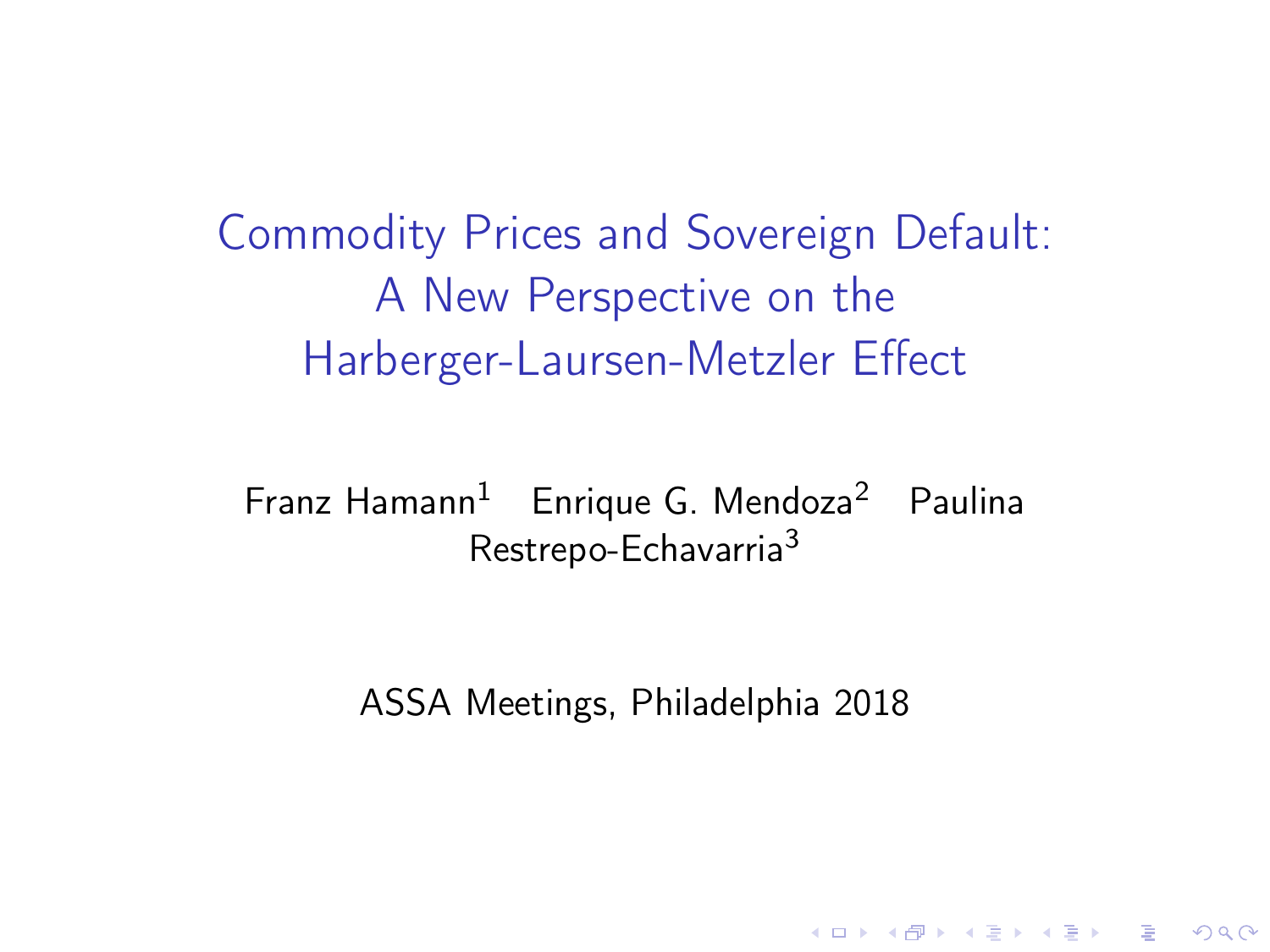# Commodity Prices and Sovereign Default: A New Perspective on the Harberger-Laursen-Metzler Effect

Franz Hamann[1] Enrique G. Mendoza[2] Paulina Restrepo-Echavarria[3]

ASSA Meetings, Philadelphia 2018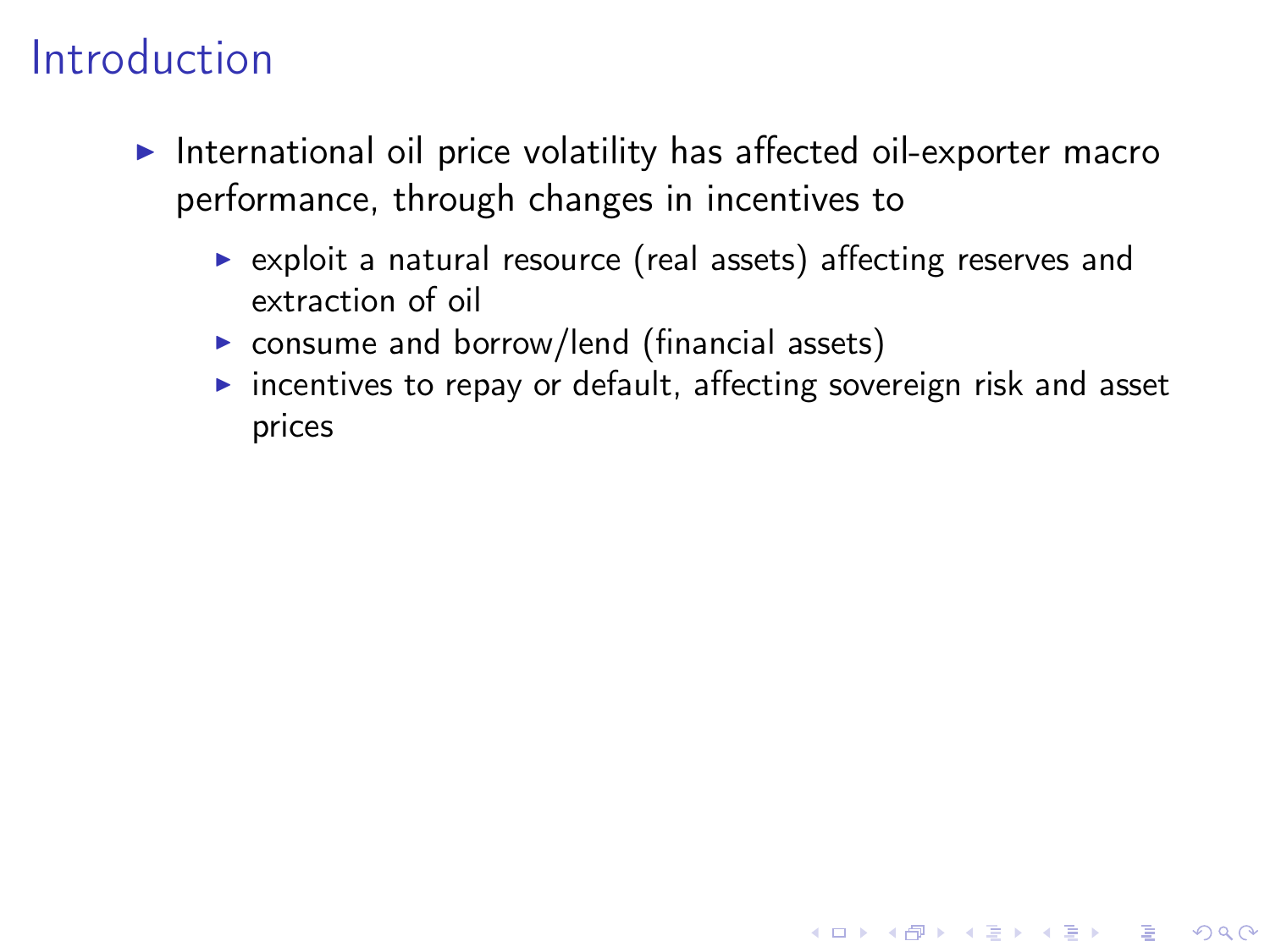# Introduction

- International oil price volatility has affected oil-exporter macro performance, through changes in incentives to
  - exploit a natural resource (real assets) affecting reserves and extraction of oil
  - consume and borrow/lend (financial assets)
  - incentives to repay or default, affecting sovereign risk and asset prices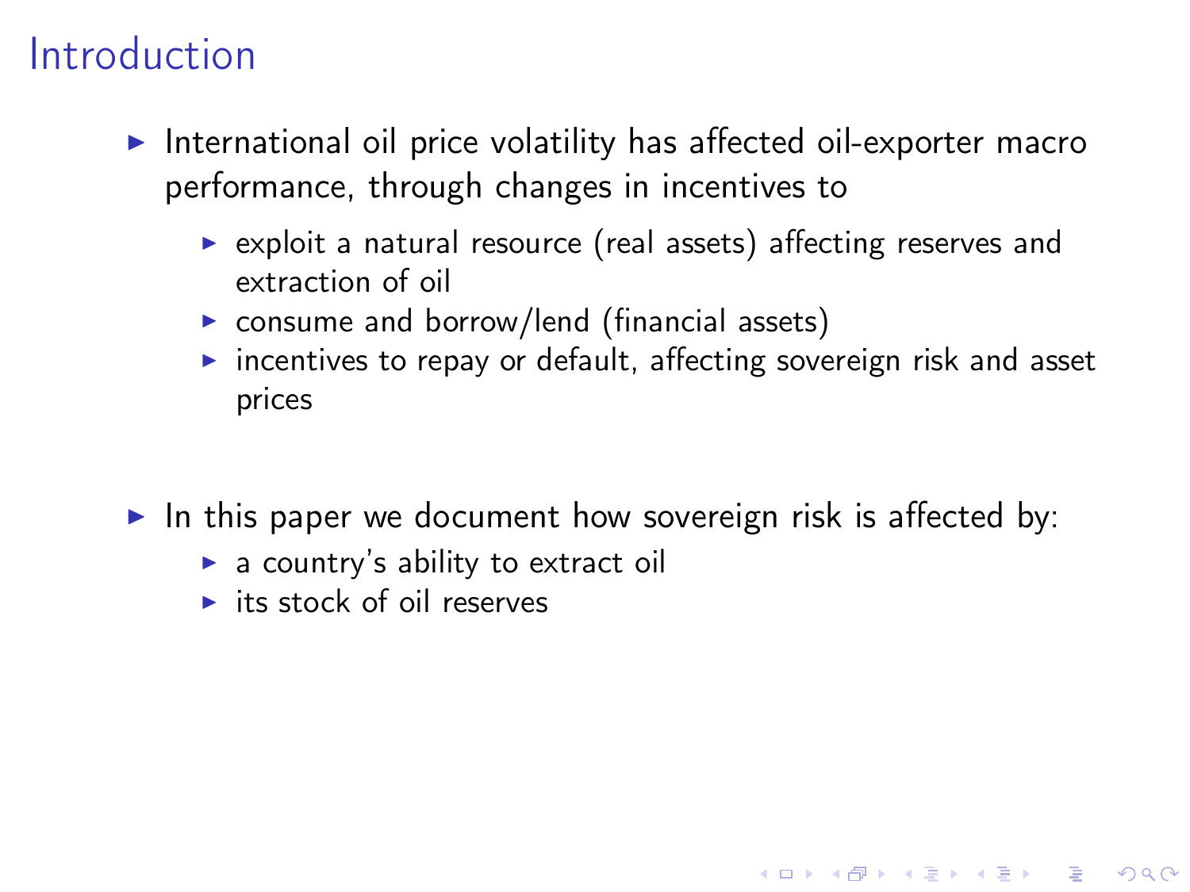# Introduction

- International oil price volatility has affected oil-exporter macro performance, through changes in incentives to
  - exploit a natural resource (real assets) affecting reserves and extraction of oil
  - consume and borrow/lend (financial assets)
  - incentives to repay or default, affecting sovereign risk and asset prices

- In this paper we document how sovereign risk is affected by:
  - a country's ability to extract oil
  - its stock of oil reserves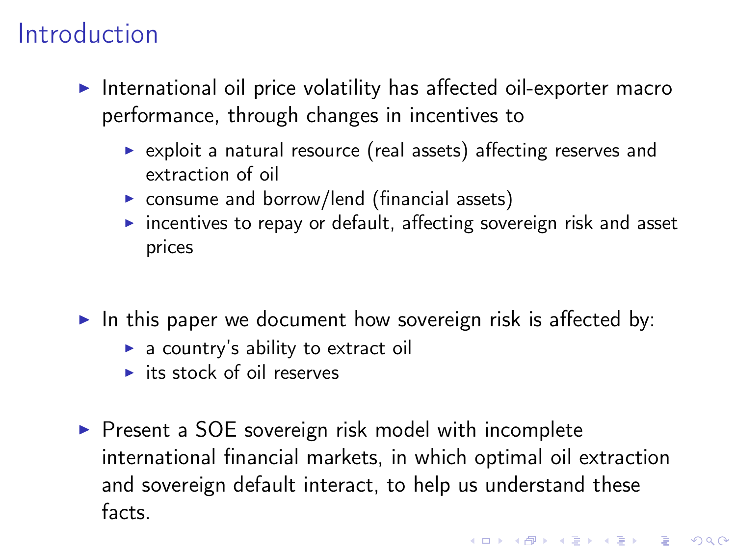# Introduction

- International oil price volatility has affected oil-exporter macro performance, through changes in incentives to
  - exploit a natural resource (real assets) affecting reserves and extraction of oil
  - consume and borrow/lend (financial assets)
  - incentives to repay or default, affecting sovereign risk and asset prices

- In this paper we document how sovereign risk is affected by:
  - a country's ability to extract oil
  - its stock of oil reserves

- Present a SOE sovereign risk model with incomplete international financial markets, in which optimal oil extraction and sovereign default interact, to help us understand these facts.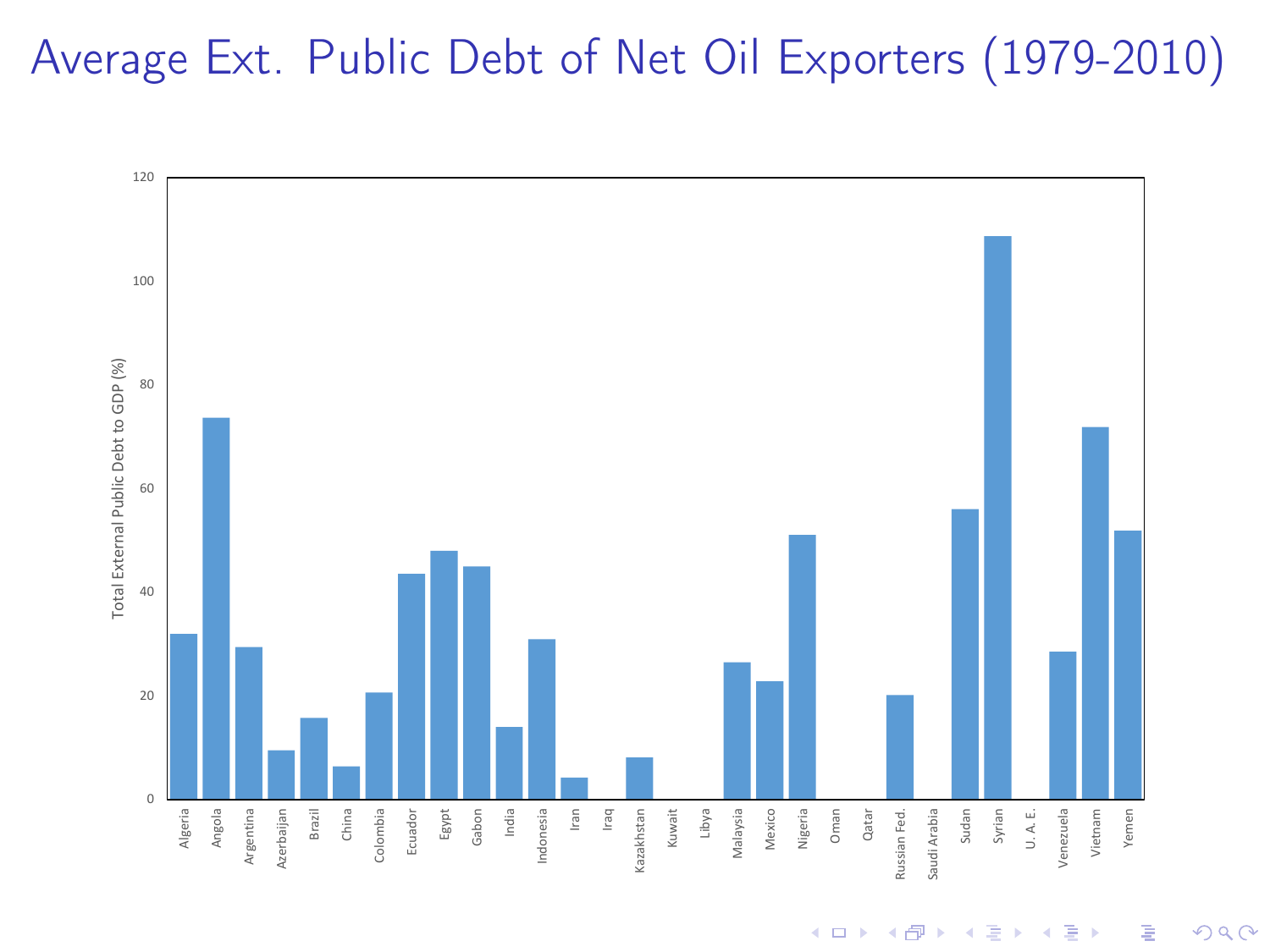# Average Ext. Public Debt of Net Oil Exporters (1979-2010)

Total External Public Debt to GDP (%)

120
100
80
60
40
20
0

Algeria
Angola
Argentina
Azerbaijan
Brazil
China
Colombia
Ecuador
Egypt
Gabon
India
Indonesia
Iran
Iraq
Kazakhstan
Kuwait
Libya
Malaysia
Mexico
Nigeria
Oman
Qatar
Russian Fed.
Saudi Arabia
Sudan
Syrian
U. A. E.
Venezuela
Vietnam
Yemen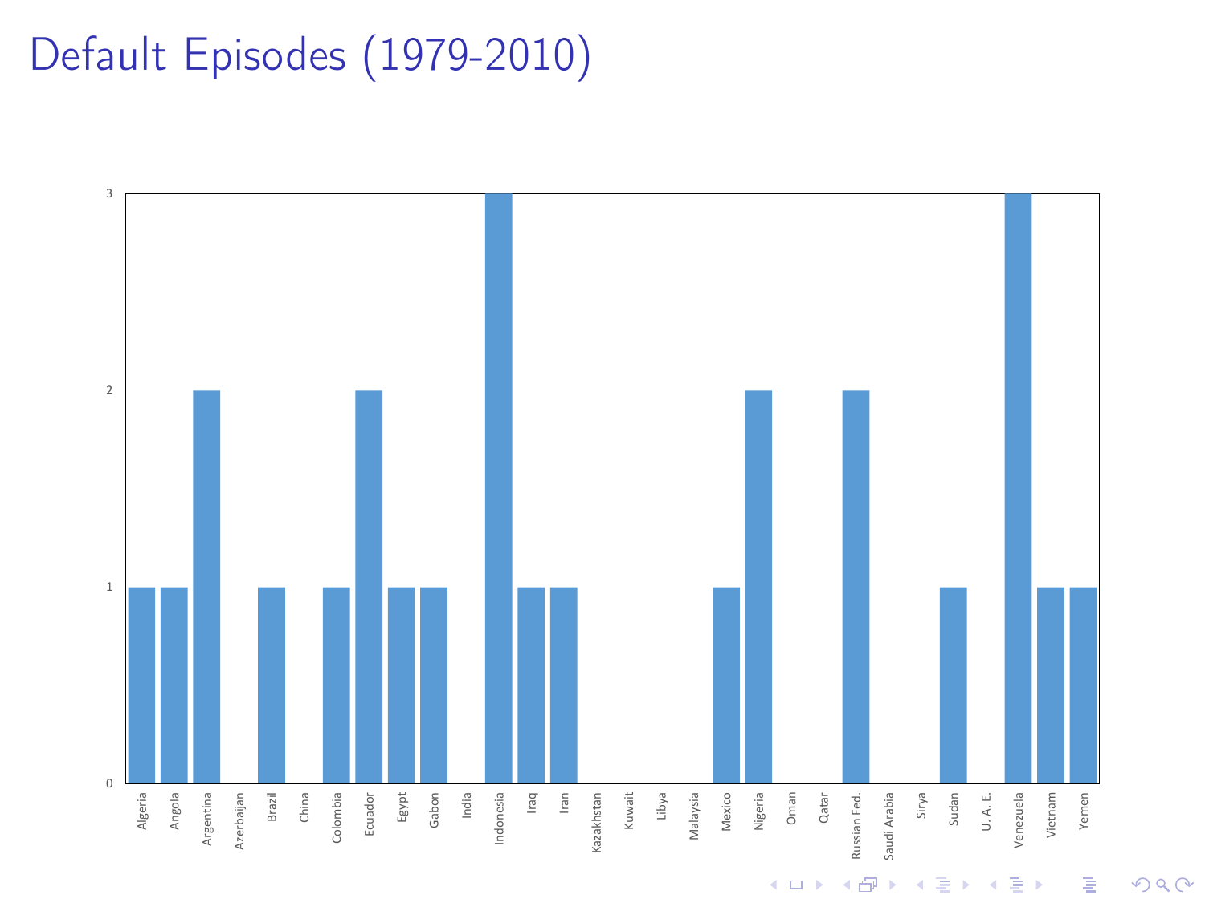# Default Episodes (1979-2010)

3

2

1

0

Algeria
Angola
Argentina
Azerbaijan
Brazil
China
Colombia
Ecuador
Egypt
Gabon
India
Indonesia
Iraq
Iran
Kazakhstan
Kuwait
Libya
Malaysia
Mexico
Nigeria
Oman
Qatar
Russian Fed.
Saudi Arabia
Sirya
Sudan
U. A. E.
Venezuela
Vietnam
Yemen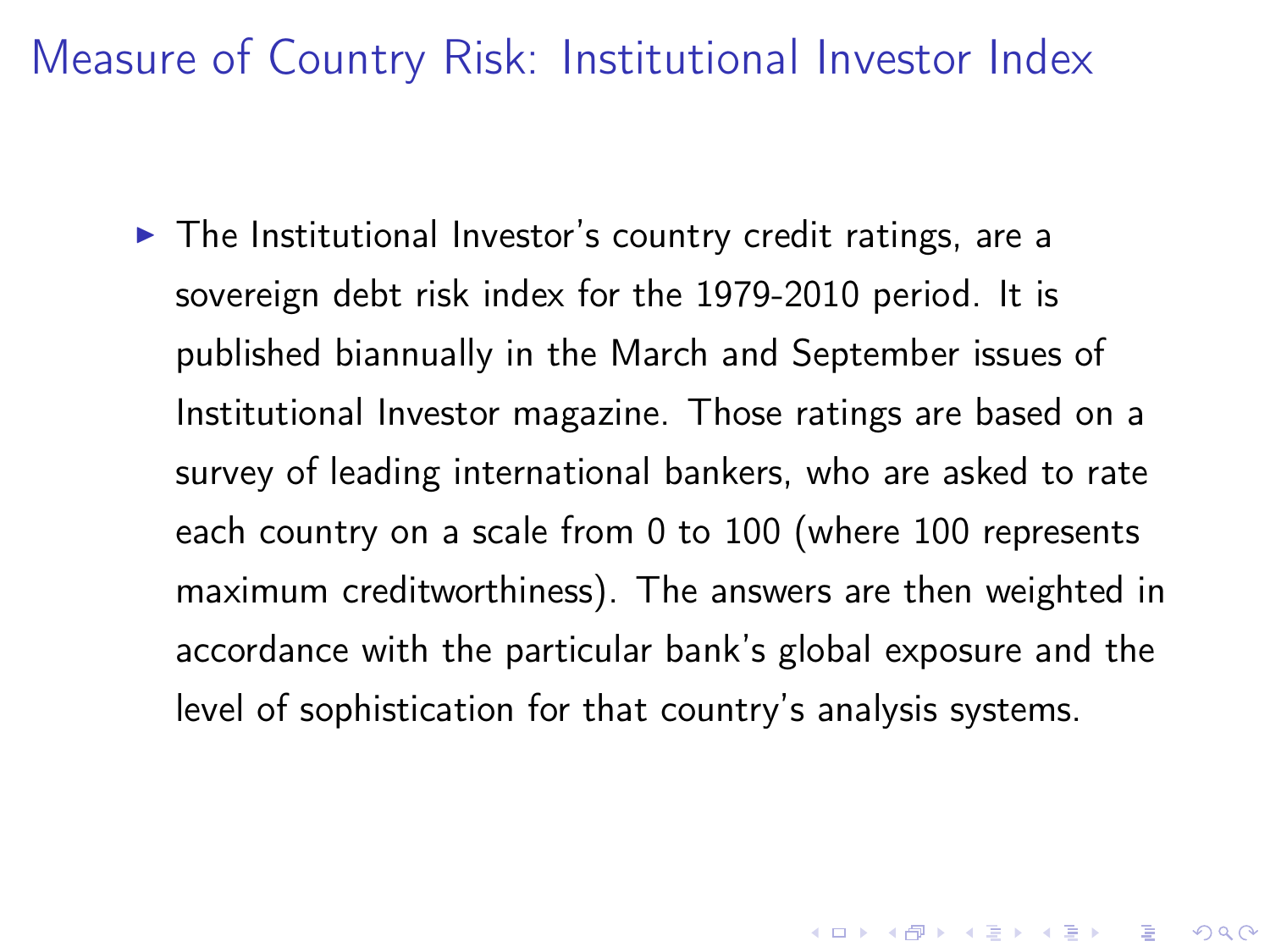# Measure of Country Risk: Institutional Investor Index

- The Institutional Investor's country credit ratings, are a sovereign debt risk index for the 1979-2010 period. It is published biannually in the March and September issues of Institutional Investor magazine. Those ratings are based on a survey of leading international bankers, who are asked to rate each country on a scale from 0 to 100 (where 100 represents maximum creditworthiness). The answers are then weighted in accordance with the particular bank's global exposure and the level of sophistication for that country's analysis systems.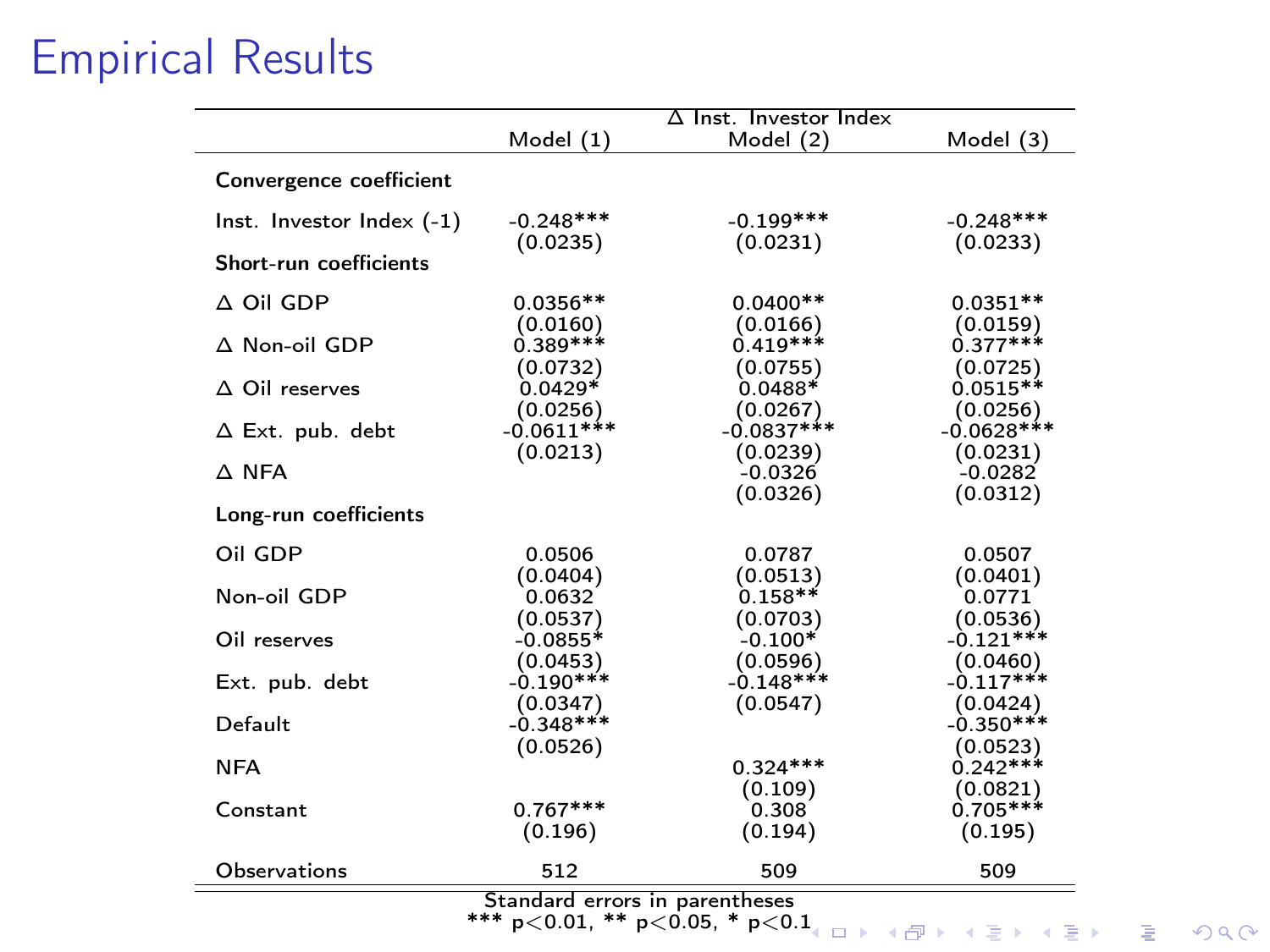# Empirical Results

| | $\Delta$ Inst. Investor Index | | |
|---|---|---|---|
| | Model (1) | Model (2) | Model (3) |
| **Convergence coefficient** | | | |
| Inst. Investor Index (-1) | -0.248*** | -0.199*** | -0.248*** |
| | (0.0235) | (0.0231) | (0.0233) |
| **Short-run coefficients** | | | |
| $\Delta$ Oil GDP | 0.0356** | 0.0400** | 0.0351** |
| | (0.0160) | (0.0166) | (0.0159) |
| $\Delta$ Non-oil GDP | 0.389*** | 0.419*** | 0.377*** |
| | (0.0732) | (0.0755) | (0.0725) |
| $\Delta$ Oil reserves | 0.0429* | 0.0488* | 0.0515** |
| | (0.0256) | (0.0267) | (0.0256) |
| $\Delta$ Ext. pub. debt | -0.0611*** | -0.0837*** | -0.0628*** |
| | (0.0213) | (0.0239) | (0.0231) |
| $\Delta$ NFA | | -0.0326 | -0.0282 |
| | | (0.0326) | (0.0312) |
| **Long-run coefficients** | | | |
| Oil GDP | 0.0506 | 0.0787 | 0.0507 |
| | (0.0404) | (0.0513) | (0.0401) |
| Non-oil GDP | 0.0632 | 0.158** | 0.0771 |
| | (0.0537) | (0.0703) | (0.0536) |
| Oil reserves | -0.0855* | -0.100* | -0.121*** |
| | (0.0453) | (0.0596) | (0.0460) |
| Ext. pub. debt | -0.190*** | -0.148*** | -0.117*** |
| | (0.0347) | (0.0547) | (0.0424) |
| Default | -0.348*** | | -0.350*** |
| | (0.0526) | | (0.0523) |
| NFA | | 0.324*** | 0.242*** |
| | | (0.109) | (0.0821) |
| Constant | 0.767*** | 0.308 | 0.705*** |
| | (0.196) | (0.194) | (0.195) |
| Observations | 512 | 509 | 509 |

Standard errors in parentheses
*** p<0.01, ** p<0.05, * p<0.1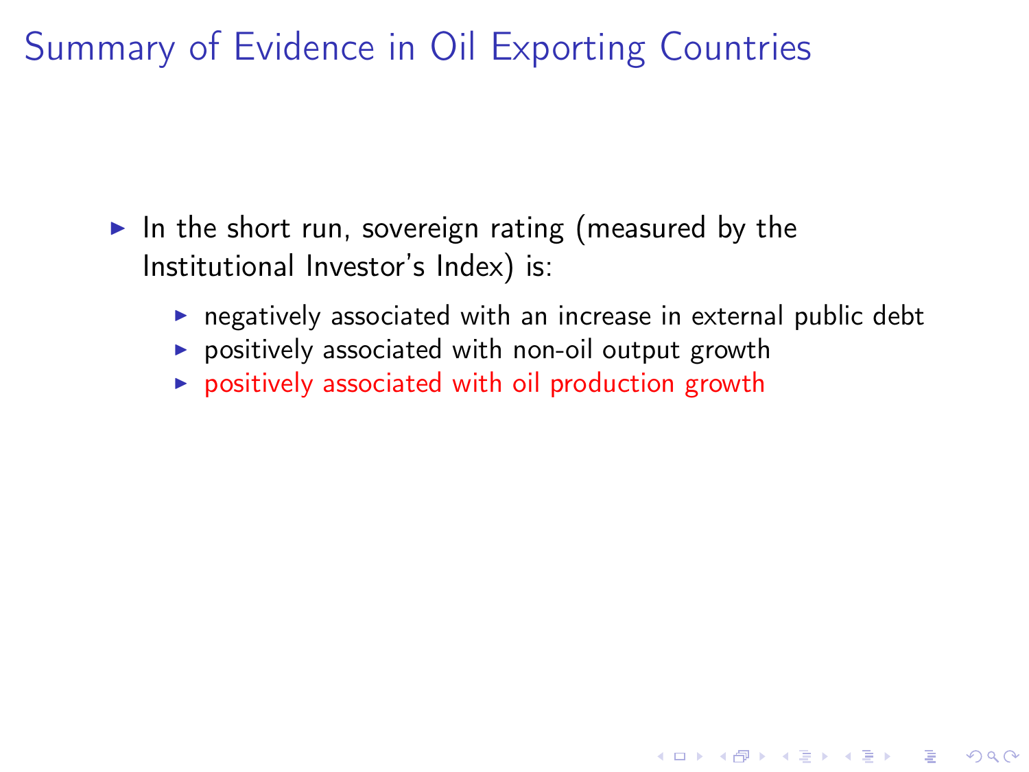# Summary of Evidence in Oil Exporting Countries

- In the short run, sovereign rating (measured by the Institutional Investor's Index) is:
  - negatively associated with an increase in external public debt
  - positively associated with non-oil output growth
  - positively associated with oil production growth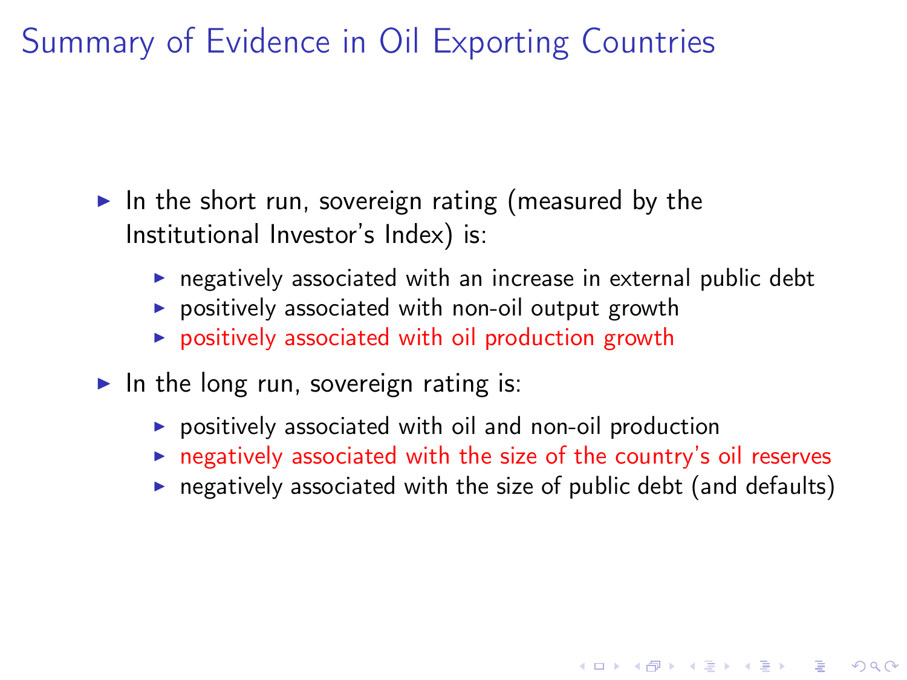# Summary of Evidence in Oil Exporting Countries

- In the short run, sovereign rating (measured by the Institutional Investor's Index) is:
  - negatively associated with an increase in external public debt
  - positively associated with non-oil output growth
  - positively associated with oil production growth
- In the long run, sovereign rating is:
  - positively associated with oil and non-oil production
  - negatively associated with the size of the country's oil reserves
  - negatively associated with the size of public debt (and defaults)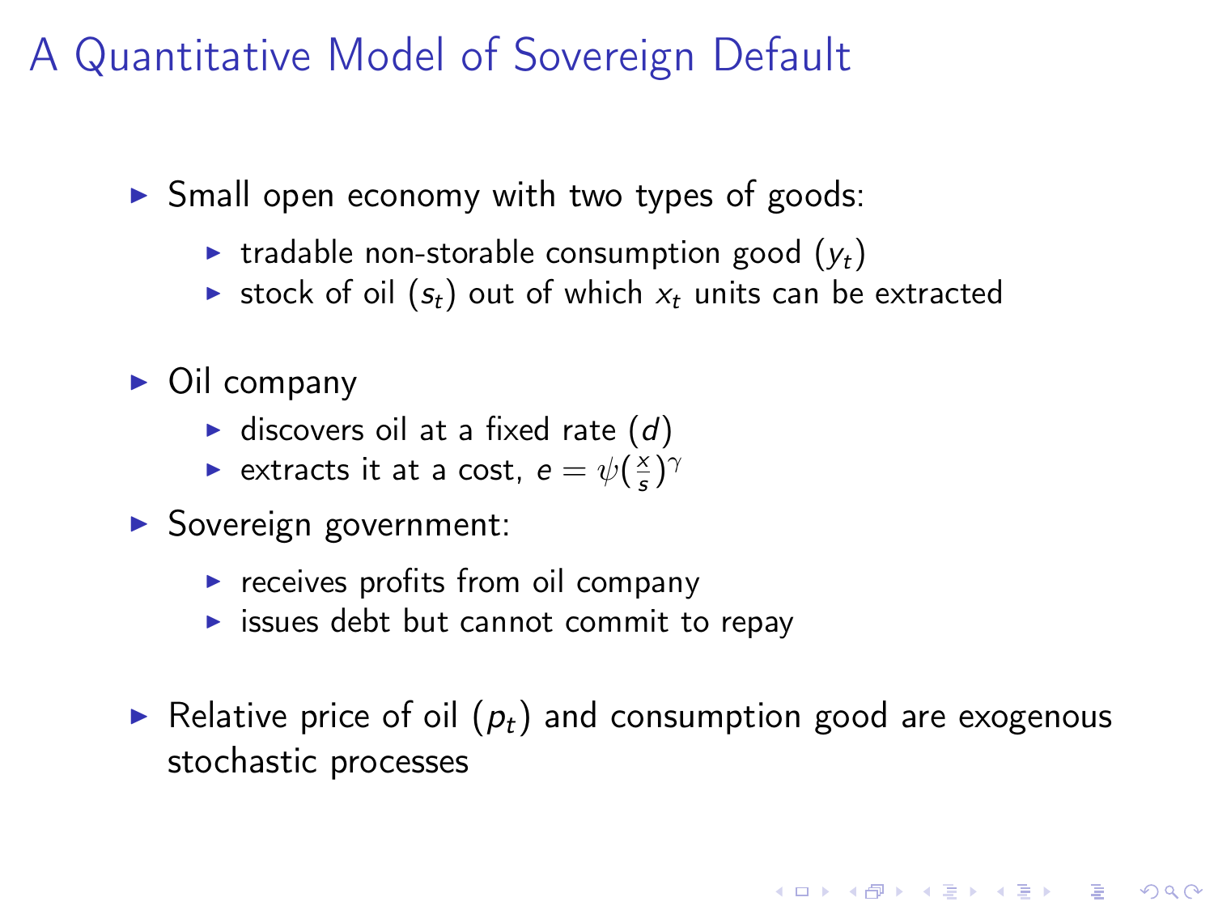# A Quantitative Model of Sovereign Default

- Small open economy with two types of goods:
  - tradable non-storable consumption good ($y_t$)
  - stock of oil ($s_t$) out of which $x_t$ units can be extracted
- Oil company
  - discovers oil at a fixed rate ($d$)
  - extracts it at a cost, $e = \psi(\frac{x}{s})^{\gamma}$
- Sovereign government:
  - receives profits from oil company
  - issues debt but cannot commit to repay
- Relative price of oil ($p_t$) and consumption good are exogenous stochastic processes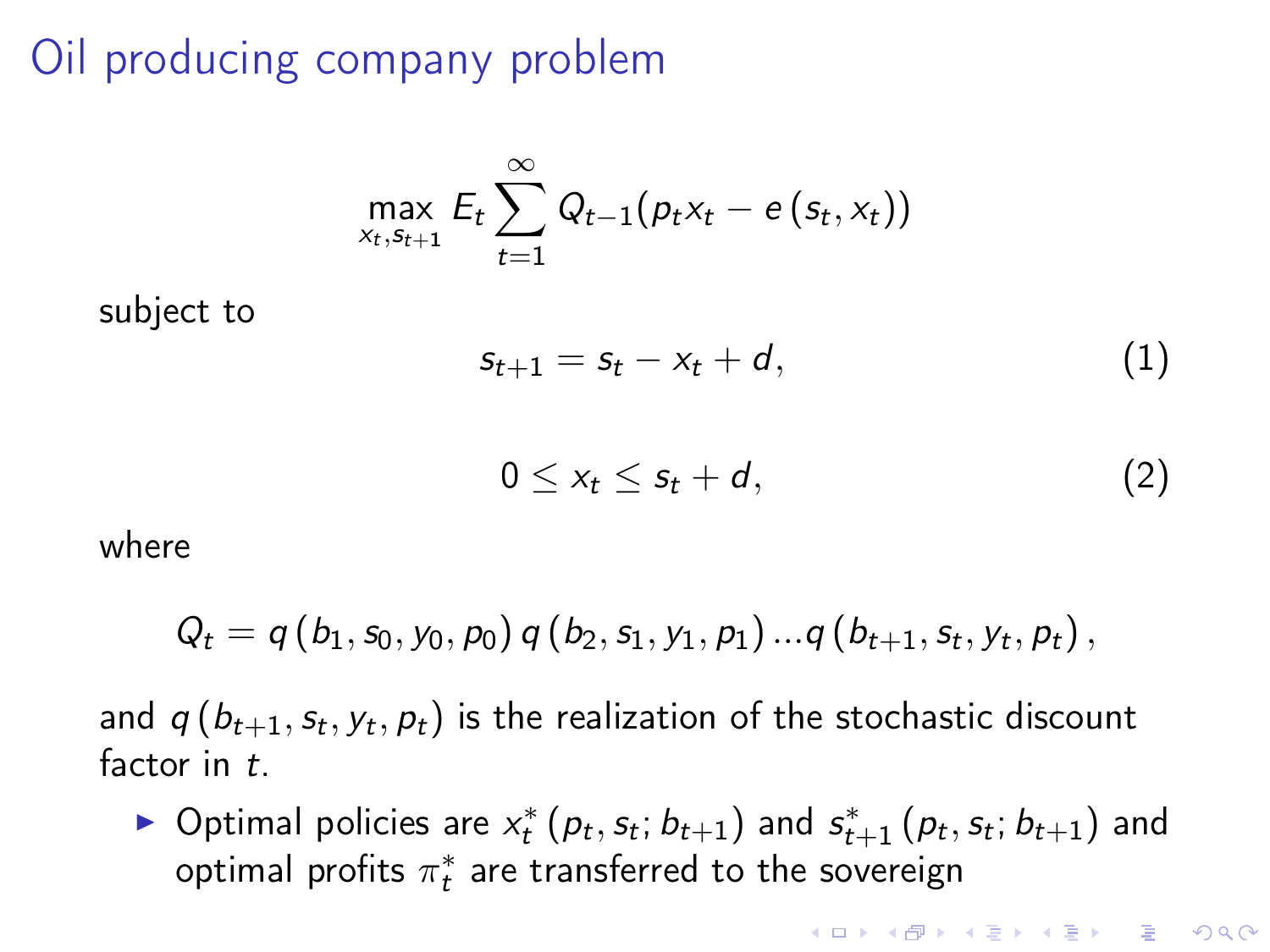# Oil producing company problem

$$\max_{x_t, s_{t+1}} E_t \sum_{t=1}^{\infty} Q_{t-1}(p_t x_t - e(s_t, x_t))$$

subject to

$$s_{t+1} = s_t - x_t + d, \tag{1}$$

$$0 \leq x_t \leq s_t + d, \tag{2}$$

where

$$Q_t = q(b_1, s_0, y_0, p_0)\, q(b_2, s_1, y_1, p_1) \ldots q(b_{t+1}, s_t, y_t, p_t),$$

and $q(b_{t+1}, s_t, y_t, p_t)$ is the realization of the stochastic discount factor in $t$.

- Optimal policies are $x_t^*(p_t, s_t; b_{t+1})$ and $s_{t+1}^*(p_t, s_t; b_{t+1})$ and optimal profits $\pi_t^*$ are transferred to the sovereign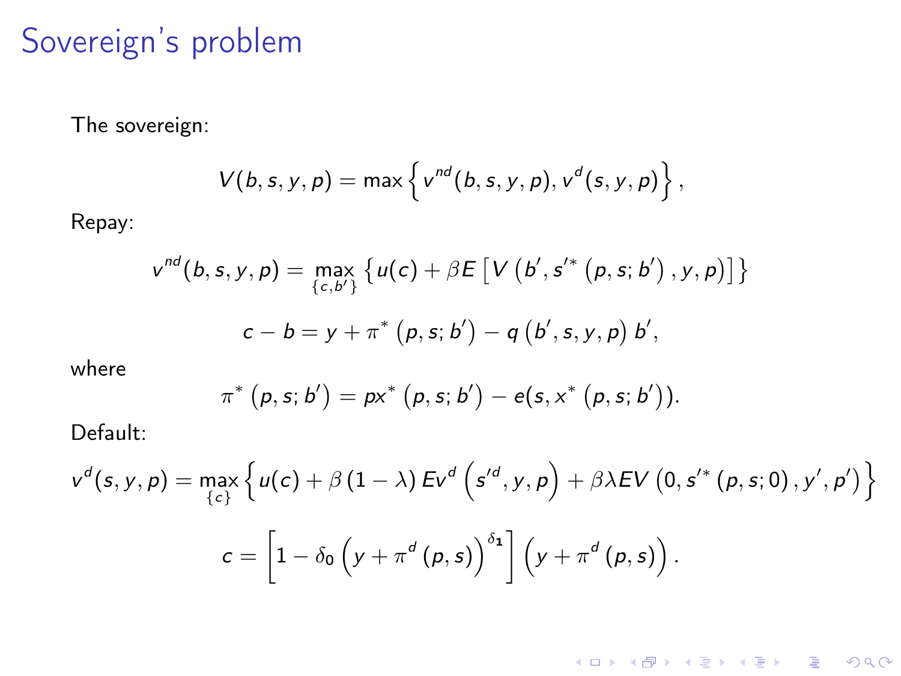# Sovereign's problem

The sovereign:

$$V(b, s, y, p) = \max \left\{ v^{nd}(b, s, y, p), v^{d}(s, y, p) \right\},$$

Repay:

$$v^{nd}(b, s, y, p) = \max_{\{c, b'\}} \left\{ u(c) + \beta E \left[ V \left( b', s'^{*} \left( p, s; b' \right), y, p \right) \right] \right\}$$

$$c - b = y + \pi^{*} \left( p, s; b' \right) - q \left( b', s, y, p \right) b',$$

where

$$\pi^{*} \left( p, s; b' \right) = p x^{*} \left( p, s; b' \right) - e(s, x^{*} \left( p, s; b' \right)).$$

Default:

$$v^{d}(s, y, p) = \max_{\{c\}} \left\{ u(c) + \beta \left( 1 - \lambda \right) E v^{d} \left( s'^{d}, y, p \right) + \beta \lambda E V \left( 0, s'^{*} \left( p, s; 0 \right), y', p' \right) \right\}$$

$$c = \left[ 1 - \delta_0 \left( y + \pi^{d} \left( p, s \right) \right)^{\delta_1} \right] \left( y + \pi^{d} \left( p, s \right) \right).$$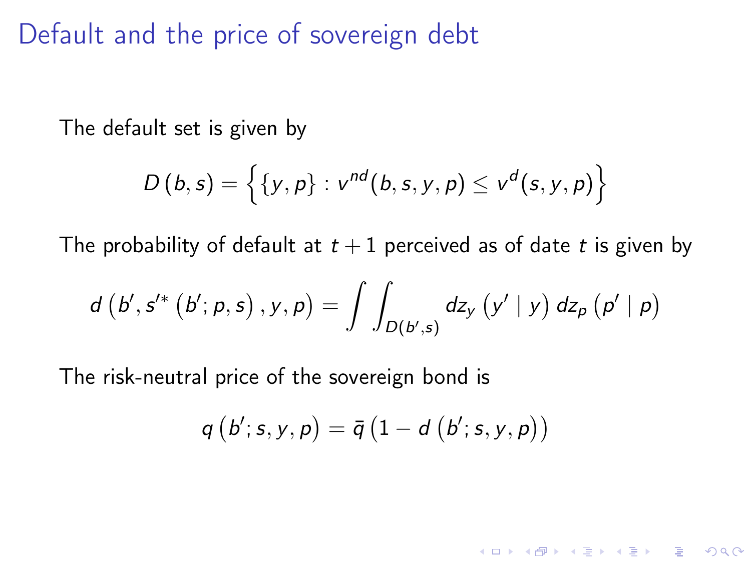# Default and the price of sovereign debt

The default set is given by

$$D(b,s) = \left\{ \{y,p\} : v^{nd}(b,s,y,p) \leq v^{d}(s,y,p) \right\}$$

The probability of default at $t+1$ perceived as of date $t$ is given by

$$d\left(b', s'^{*}\left(b'; p, s\right), y, p\right) = \int \int_{D(b',s)} dz_y\left(y' \mid y\right) dz_p\left(p' \mid p\right)$$

The risk-neutral price of the sovereign bond is

$$q\left(b'; s, y, p\right) = \bar{q}\left(1 - d\left(b'; s, y, p\right)\right)$$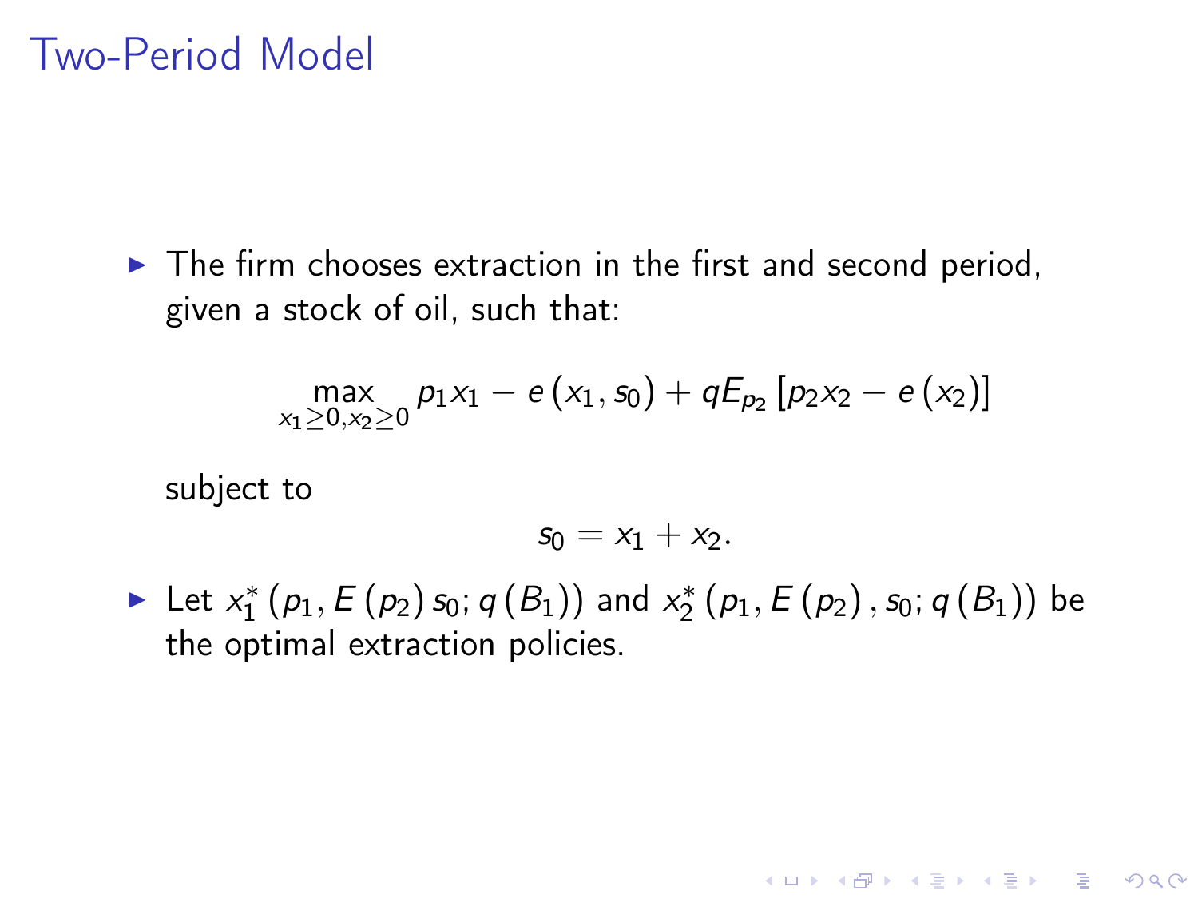# Two-Period Model

- The firm chooses extraction in the first and second period, given a stock of oil, such that:

$$\max_{x_1 \geq 0, x_2 \geq 0} p_1 x_1 - e\left(x_1, s_0\right) + q E_{p_2}\left[p_2 x_2 - e\left(x_2\right)\right]$$

  subject to

$$s_0 = x_1 + x_2.$$

- Let $x_1^*\left(p_1, E\left(p_2\right) s_0; q\left(B_1\right)\right)$ and $x_2^*\left(p_1, E\left(p_2\right), s_0; q\left(B_1\right)\right)$ be the optimal extraction policies.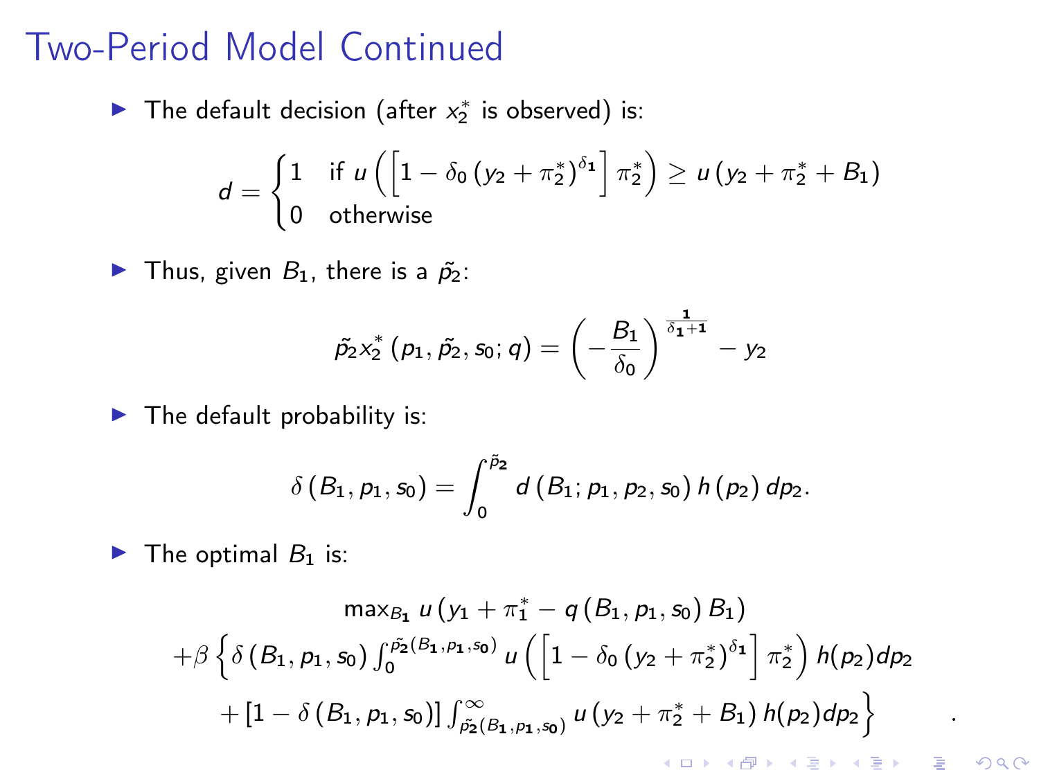# Two-Period Model Continued

- The default decision (after $x_2^*$ is observed) is:

$$d = \begin{cases} 1 & \text{if } u\left(\left[1 - \delta_0 \left(y_2 + \pi_2^*\right)^{\delta_1}\right] \pi_2^*\right) \geq u\left(y_2 + \pi_2^* + B_1\right) \\ 0 & \text{otherwise} \end{cases}$$

- Thus, given $B_1$, there is a $\tilde{p_2}$:

$$\tilde{p_2} x_2^* \left(p_1, \tilde{p_2}, s_0; q\right) = \left(-\frac{B_1}{\delta_0}\right)^{\frac{1}{\delta_1 + 1}} - y_2$$

- The default probability is:

$$\delta\left(B_1, p_1, s_0\right) = \int_0^{\tilde{p_2}} d\left(B_1; p_1, p_2, s_0\right) h\left(p_2\right) dp_2.$$

- The optimal $B_1$ is:

$$\begin{gathered} \max_{B_1} u\left(y_1 + \pi_1^* - q\left(B_1, p_1, s_0\right) B_1\right) \\ + \beta \left\{ \delta\left(B_1, p_1, s_0\right) \int_0^{\tilde{p_2}(B_1, p_1, s_0)} u\left(\left[1 - \delta_0 \left(y_2 + \pi_2^*\right)^{\delta_1}\right] \pi_2^*\right) h(p_2) dp_2 \right. \\ \left. + \left[1 - \delta\left(B_1, p_1, s_0\right)\right] \int_{\tilde{p_2}(B_1, p_1, s_0)}^{\infty} u\left(y_2 + \pi_2^* + B_1\right) h(p_2) dp_2 \right\} \end{gathered}$$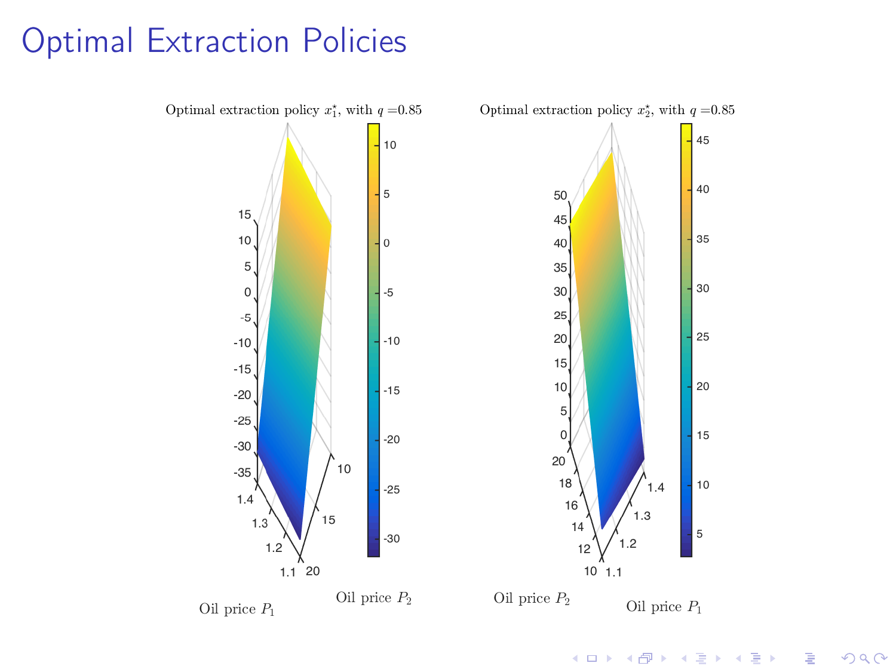# Optimal Extraction Policies

Optimal extraction policy $x_1^\star$, with $q$ =0.85

15
10
5
0
-5
-10
-15
-20
-25
-30
-35

1.4
1.3
1.2
1.1

10
15
20

10
5
0
-5
-10
-15
-20
-25
-30

Oil price $P_1$

Oil price $P_2$

Optimal extraction policy $x_2^\star$, with $q$ =0.85

50
45
40
35
30
25
20
15
10
5
0

20
18
16
14
12
10

1.4
1.3
1.2
1.1

45
40
35
30
25
20
15
10
5

Oil price $P_2$

Oil price $P_1$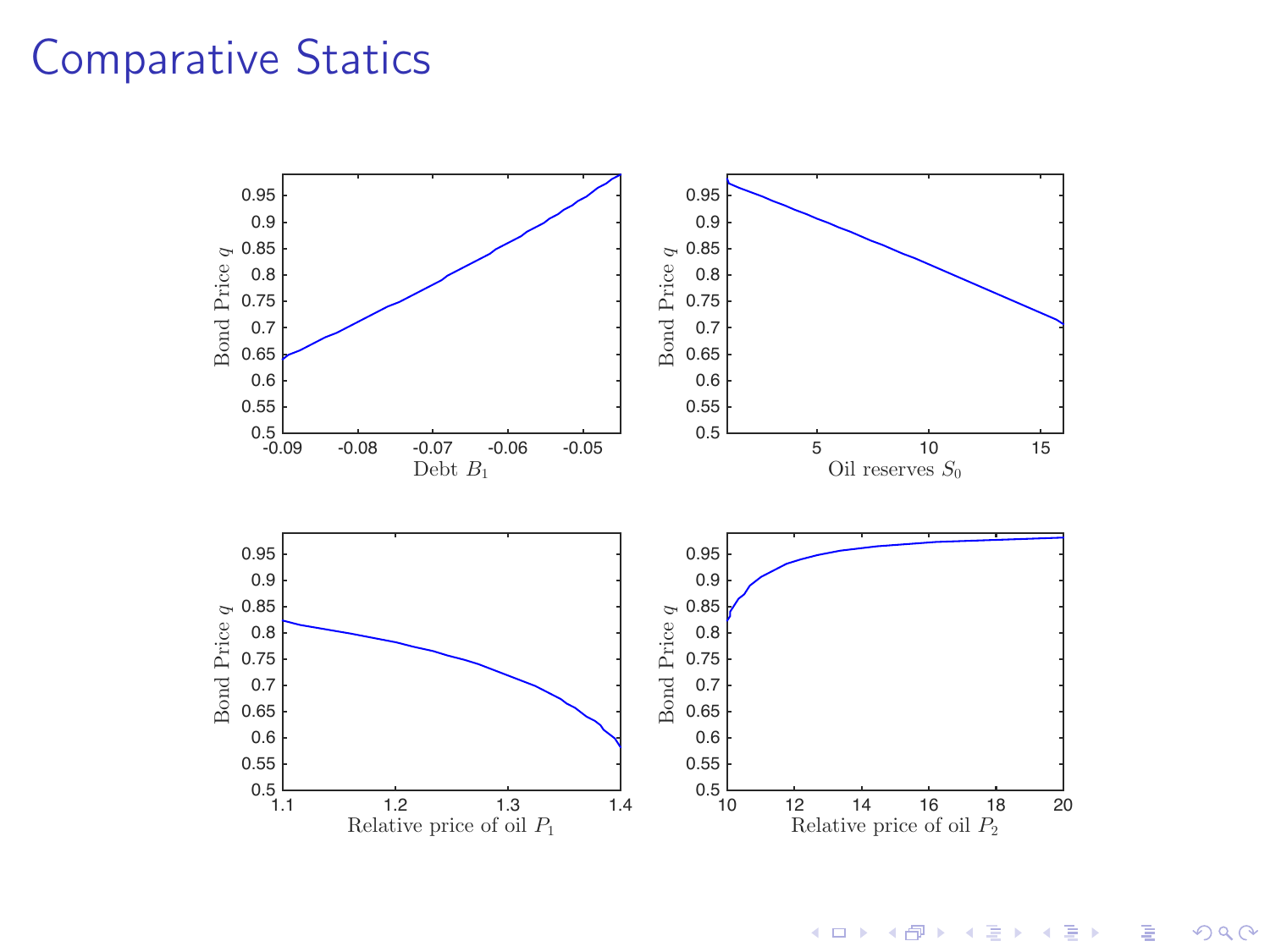# Comparative Statics

Bond Price $q$

0.95
0.9
0.85
0.8
0.75
0.7
0.65
0.6
0.55
0.5

-0.09 -0.08 -0.07 -0.06 -0.05

Debt $B_1$

Bond Price $q$

0.95
0.9
0.85
0.8
0.75
0.7
0.65
0.6
0.55
0.5

5 10 15

Oil reserves $S_0$

Bond Price $q$

0.95
0.9
0.85
0.8
0.75
0.7
0.65
0.6
0.55
0.5

1.1 1.2 1.3 1.4

Relative price of oil $P_1$

Bond Price $q$

0.95
0.9
0.85
0.8
0.75
0.7
0.65
0.6
0.55
0.5

10 12 14 16 18 20

Relative price of oil $P_2$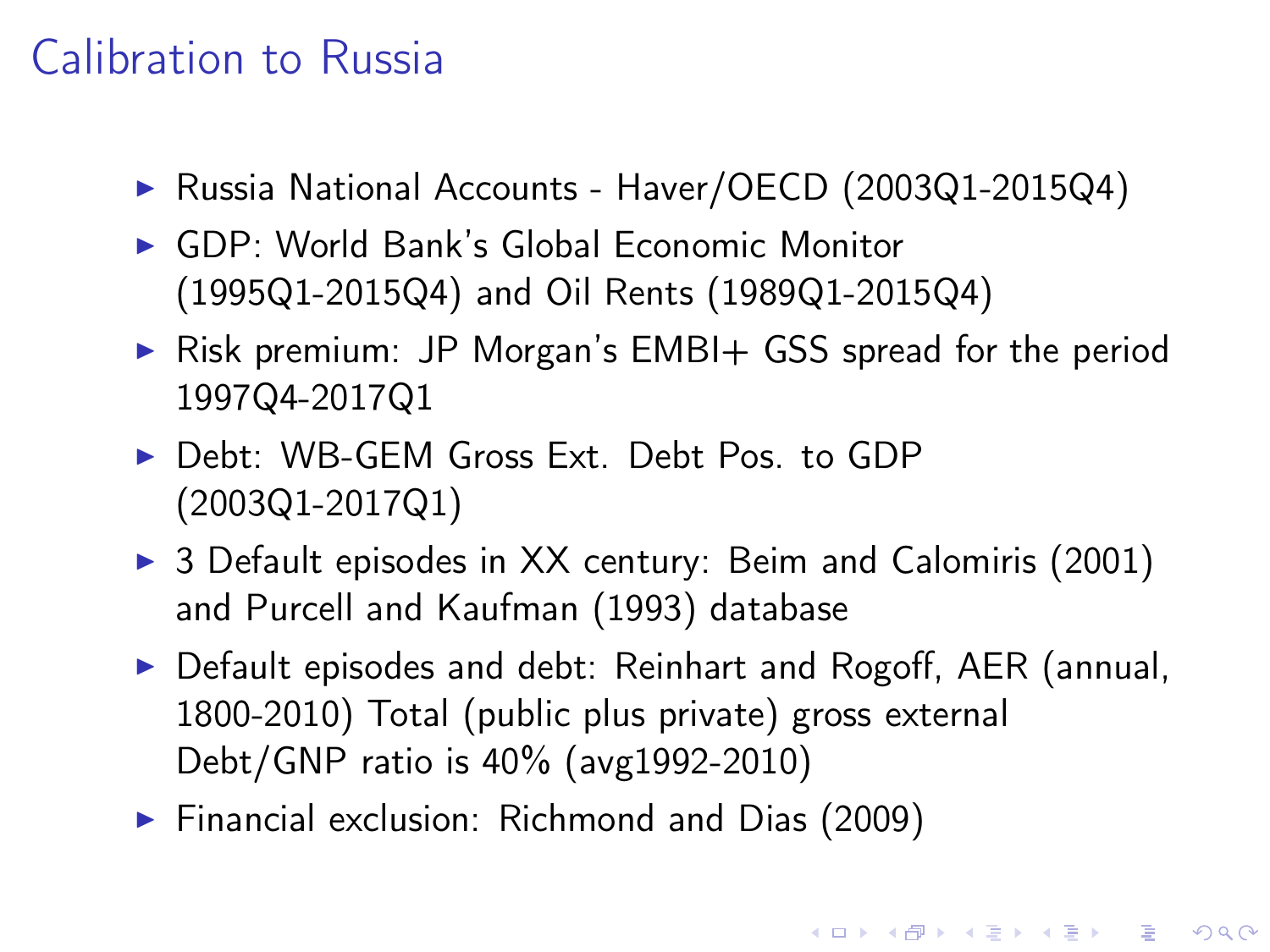# Calibration to Russia

- Russia National Accounts - Haver/OECD (2003Q1-2015Q4)
- GDP: World Bank's Global Economic Monitor (1995Q1-2015Q4) and Oil Rents (1989Q1-2015Q4)
- Risk premium: JP Morgan's EMBI+ GSS spread for the period 1997Q4-2017Q1
- Debt: WB-GEM Gross Ext. Debt Pos. to GDP (2003Q1-2017Q1)
- 3 Default episodes in XX century: Beim and Calomiris (2001) and Purcell and Kaufman (1993) database
- Default episodes and debt: Reinhart and Rogoff, AER (annual, 1800-2010) Total (public plus private) gross external Debt/GNP ratio is 40% (avg1992-2010)
- Financial exclusion: Richmond and Dias (2009)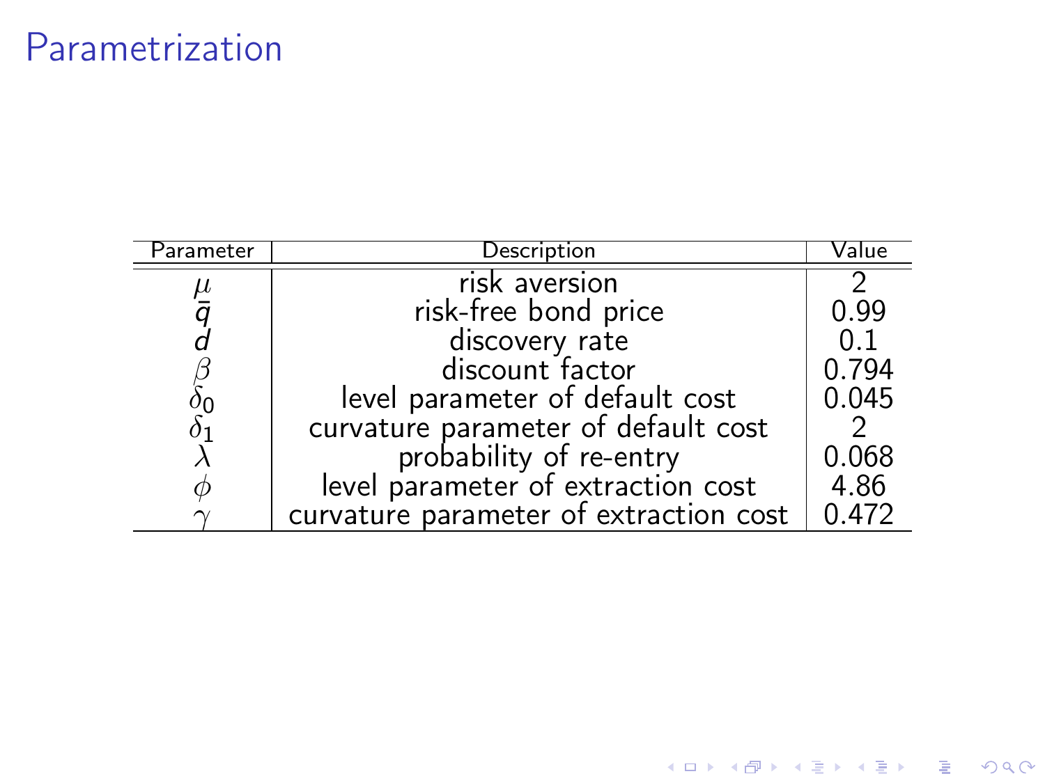# Parametrization

| Parameter | Description | Value |
|---|---|---|
| $\mu$ | risk aversion | 2 |
| $\bar{q}$ | risk-free bond price | 0.99 |
| $d$ | discovery rate | 0.1 |
| $\beta$ | discount factor | 0.794 |
| $\delta_0$ | level parameter of default cost | 0.045 |
| $\delta_1$ | curvature parameter of default cost | 2 |
| $\lambda$ | probability of re-entry | 0.068 |
| $\phi$ | level parameter of extraction cost | 4.86 |
| $\gamma$ | curvature parameter of extraction cost | 0.472 |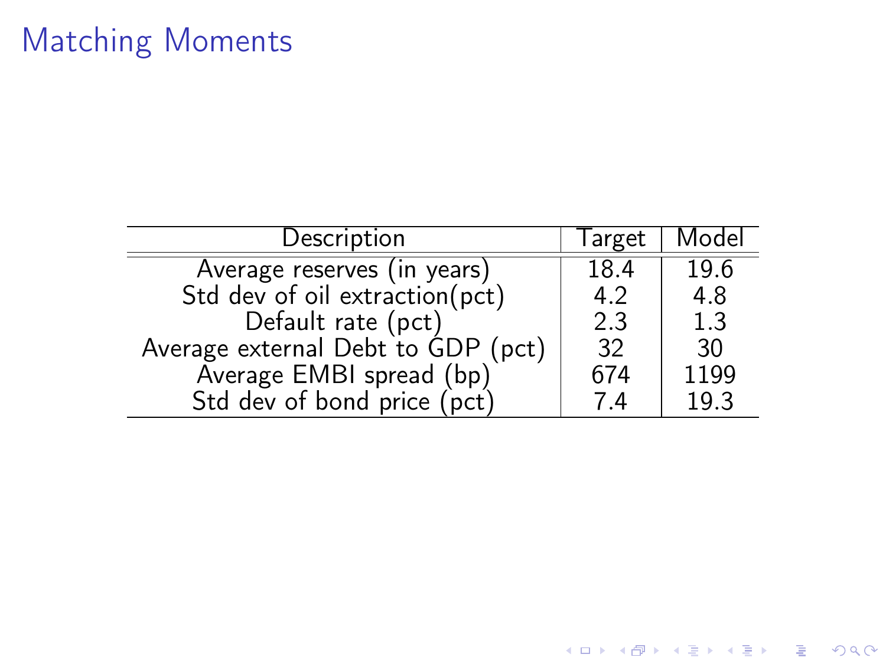# Matching Moments

| Description | Target | Model |
|---|---|---|
| Average reserves (in years) | 18.4 | 19.6 |
| Std dev of oil extraction(pct) | 4.2 | 4.8 |
| Default rate (pct) | 2.3 | 1.3 |
| Average external Debt to GDP (pct) | 32 | 30 |
| Average EMBI spread (bp) | 674 | 1199 |
| Std dev of bond price (pct) | 7.4 | 19.3 |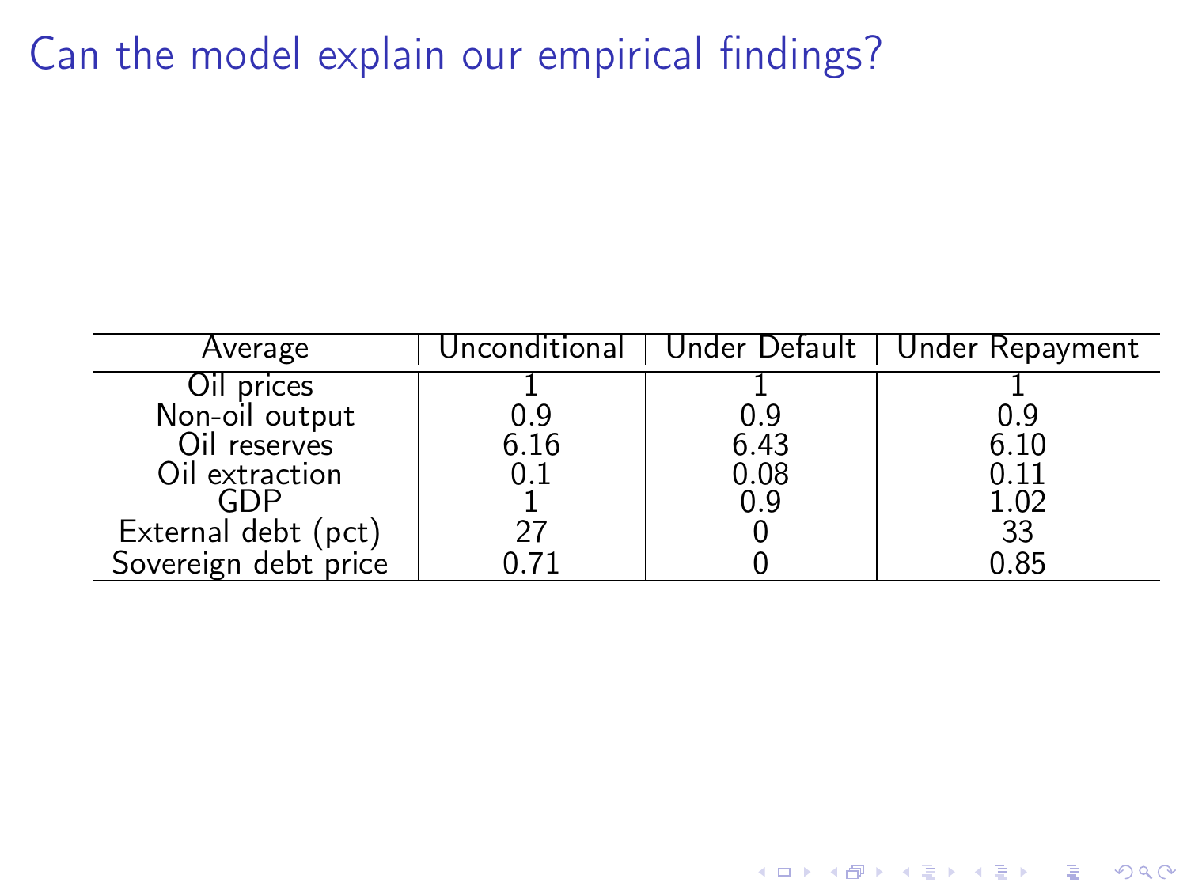# Can the model explain our empirical findings?

| Average | Unconditional | Under Default | Under Repayment |
|---|---|---|---|
| Oil prices | 1 | 1 | 1 |
| Non-oil output | 0.9 | 0.9 | 0.9 |
| Oil reserves | 6.16 | 6.43 | 6.10 |
| Oil extraction | 0.1 | 0.08 | 0.11 |
| GDP | 1 | 0.9 | 1.02 |
| External debt (pct) | 27 | 0 | 33 |
| Sovereign debt price | 0.71 | 0 | 0.85 |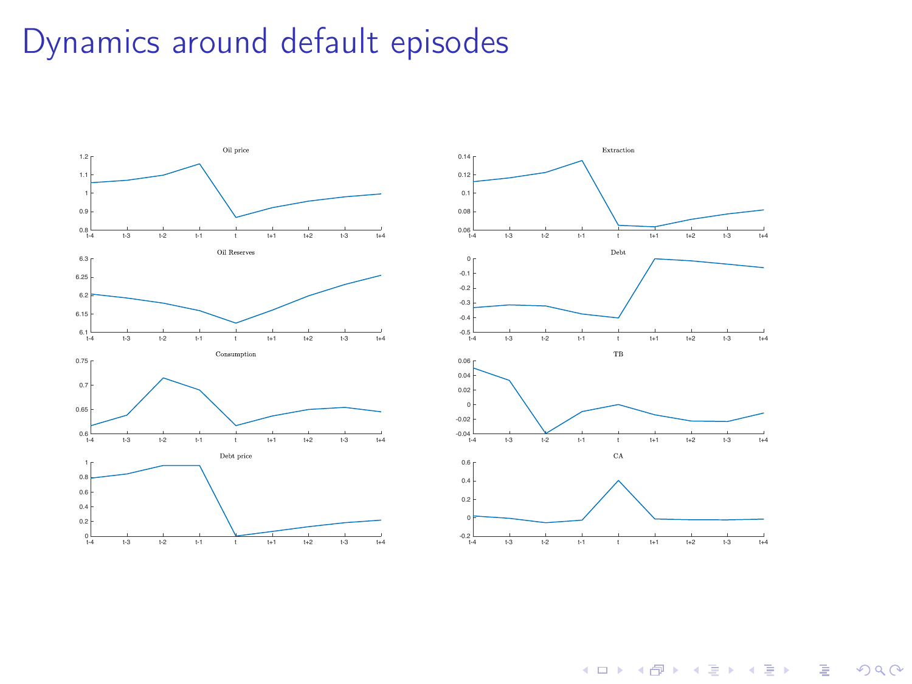# Dynamics around default episodes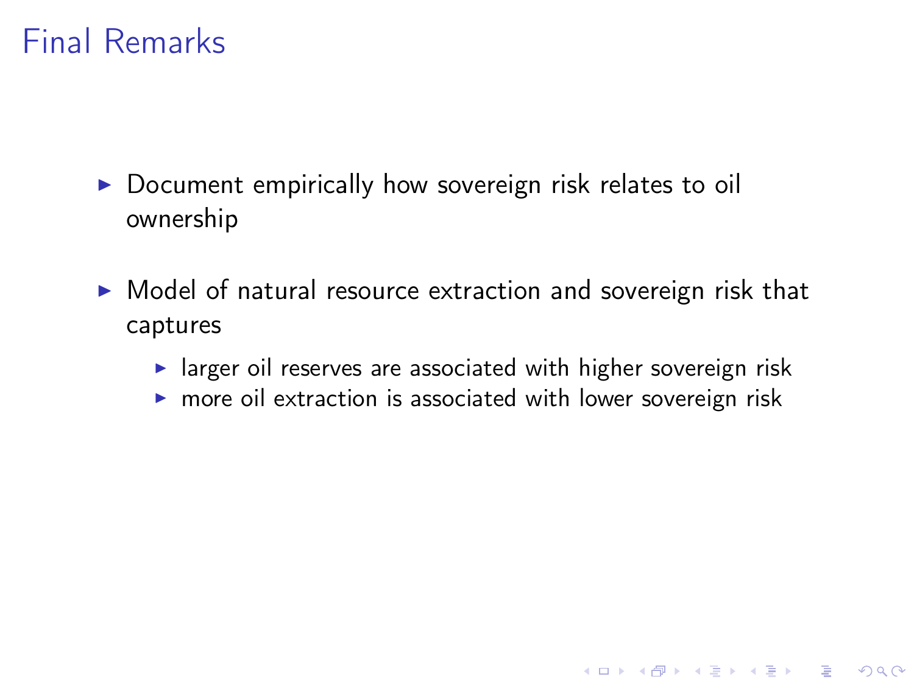# Final Remarks

- Document empirically how sovereign risk relates to oil ownership
- Model of natural resource extraction and sovereign risk that captures
  - larger oil reserves are associated with higher sovereign risk
  - more oil extraction is associated with lower sovereign risk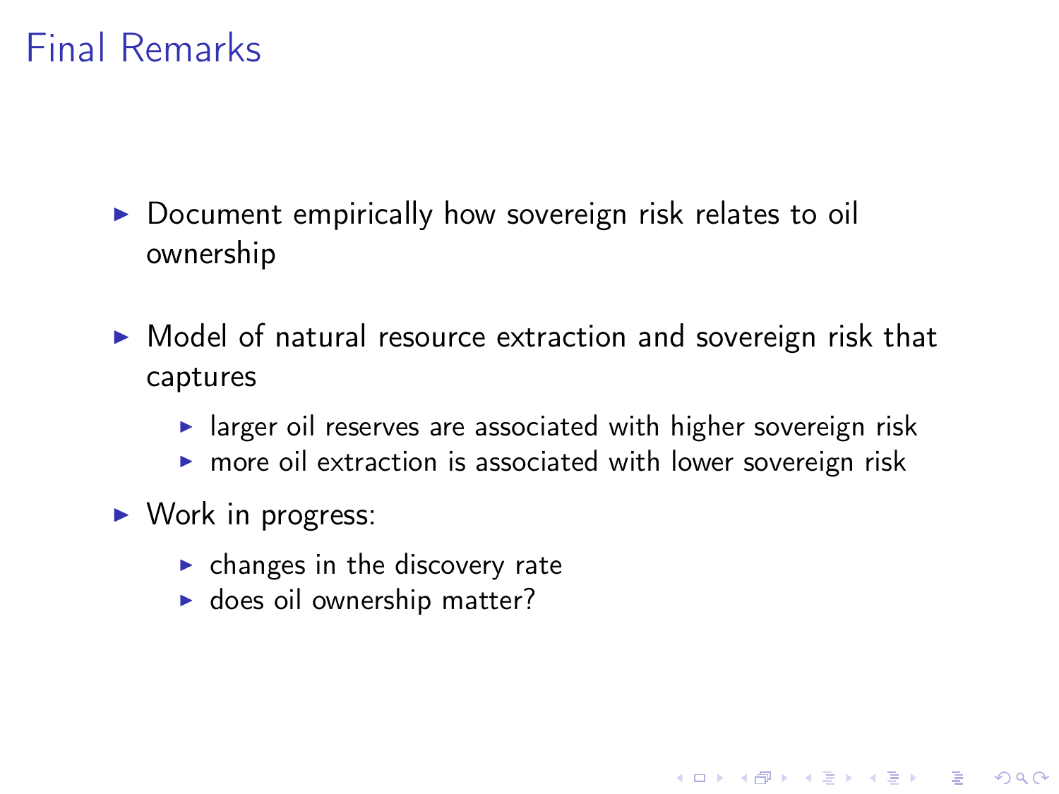# Final Remarks

- Document empirically how sovereign risk relates to oil ownership
- Model of natural resource extraction and sovereign risk that captures
  - larger oil reserves are associated with higher sovereign risk
  - more oil extraction is associated with lower sovereign risk
- Work in progress:
  - changes in the discovery rate
  - does oil ownership matter?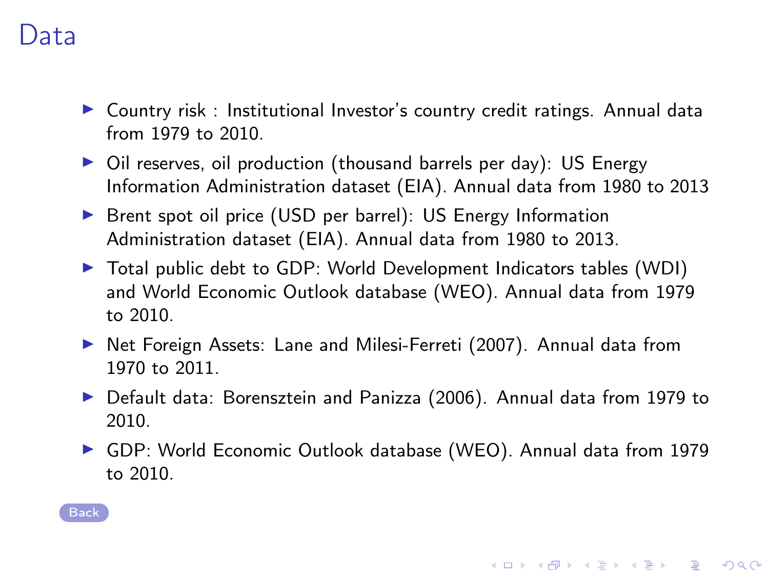# Data

- Country risk : Institutional Investor's country credit ratings. Annual data from 1979 to 2010.
- Oil reserves, oil production (thousand barrels per day): US Energy Information Administration dataset (EIA). Annual data from 1980 to 2013
- Brent spot oil price (USD per barrel): US Energy Information Administration dataset (EIA). Annual data from 1980 to 2013.
- Total public debt to GDP: World Development Indicators tables (WDI) and World Economic Outlook database (WEO). Annual data from 1979 to 2010.
- Net Foreign Assets: Lane and Milesi-Ferreti (2007). Annual data from 1970 to 2011.
- Default data: Borensztein and Panizza (2006). Annual data from 1979 to 2010.
- GDP: World Economic Outlook database (WEO). Annual data from 1979 to 2010.

Back